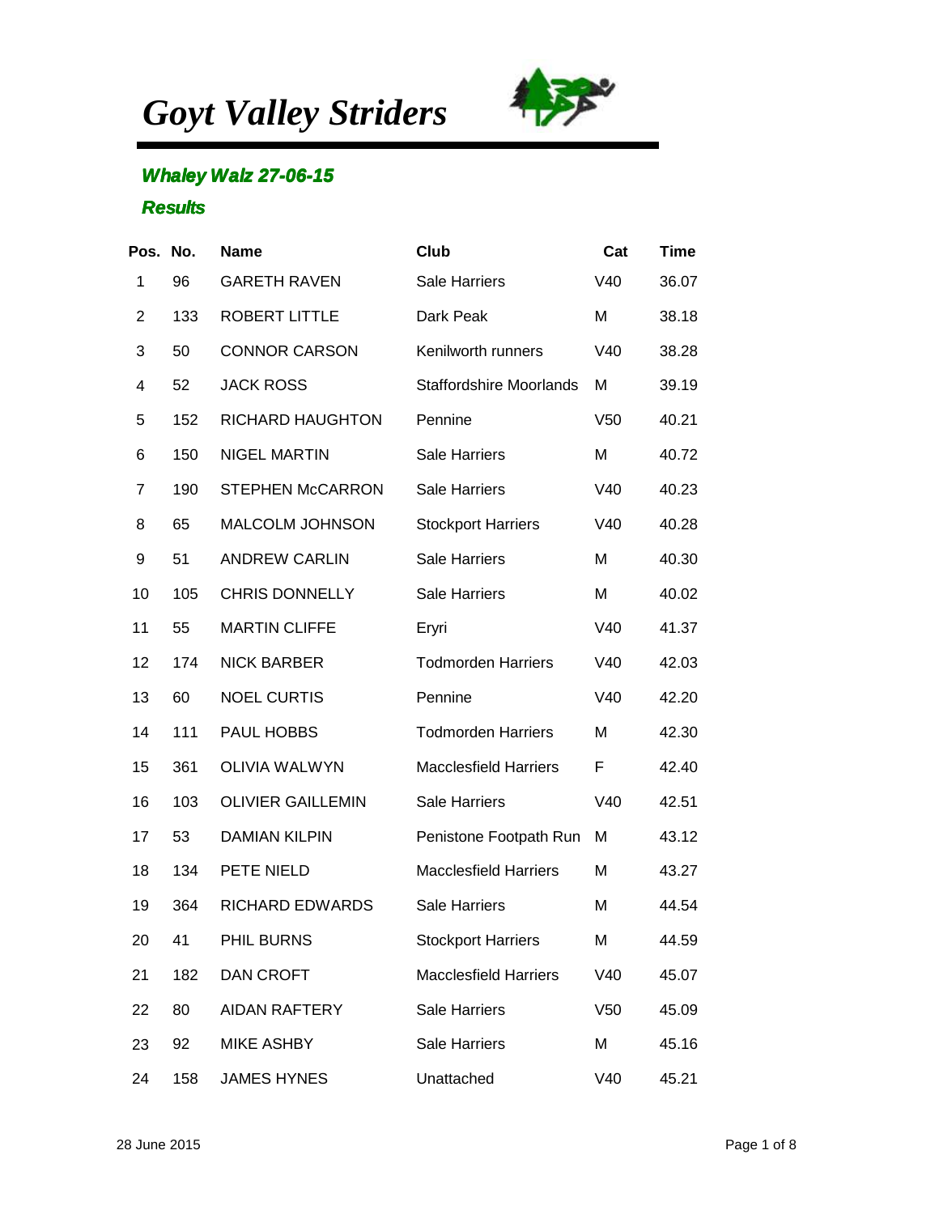# *Goyt Valley Striders*

## *Whaley Walz 27-06-15*

### *Results*

| Pos. | No. | Name | Club | Cat | Time |
|---|---|---|---|---|---|
| 1 | 96 | GARETH RAVEN | Sale Harriers | V40 | 36.07 |
| 2 | 133 | ROBERT LITTLE | Dark Peak | M | 38.18 |
| 3 | 50 | CONNOR CARSON | Kenilworth runners | V40 | 38.28 |
| 4 | 52 | JACK ROSS | Staffordshire Moorlands | M | 39.19 |
| 5 | 152 | RICHARD HAUGHTON | Pennine | V50 | 40.21 |
| 6 | 150 | NIGEL MARTIN | Sale Harriers | M | 40.72 |
| 7 | 190 | STEPHEN McCARRON | Sale Harriers | V40 | 40.23 |
| 8 | 65 | MALCOLM JOHNSON | Stockport Harriers | V40 | 40.28 |
| 9 | 51 | ANDREW CARLIN | Sale Harriers | M | 40.30 |
| 10 | 105 | CHRIS DONNELLY | Sale Harriers | M | 40.02 |
| 11 | 55 | MARTIN CLIFFE | Eryri | V40 | 41.37 |
| 12 | 174 | NICK BARBER | Todmorden Harriers | V40 | 42.03 |
| 13 | 60 | NOEL CURTIS | Pennine | V40 | 42.20 |
| 14 | 111 | PAUL HOBBS | Todmorden Harriers | M | 42.30 |
| 15 | 361 | OLIVIA WALWYN | Macclesfield Harriers | F | 42.40 |
| 16 | 103 | OLIVIER GAILLEMIN | Sale Harriers | V40 | 42.51 |
| 17 | 53 | DAMIAN KILPIN | Penistone Footpath Run | M | 43.12 |
| 18 | 134 | PETE NIELD | Macclesfield Harriers | M | 43.27 |
| 19 | 364 | RICHARD EDWARDS | Sale Harriers | M | 44.54 |
| 20 | 41 | PHIL BURNS | Stockport Harriers | M | 44.59 |
| 21 | 182 | DAN CROFT | Macclesfield Harriers | V40 | 45.07 |
| 22 | 80 | AIDAN RAFTERY | Sale Harriers | V50 | 45.09 |
| 23 | 92 | MIKE ASHBY | Sale Harriers | M | 45.16 |
| 24 | 158 | JAMES HYNES | Unattached | V40 | 45.21 |

28 June 2015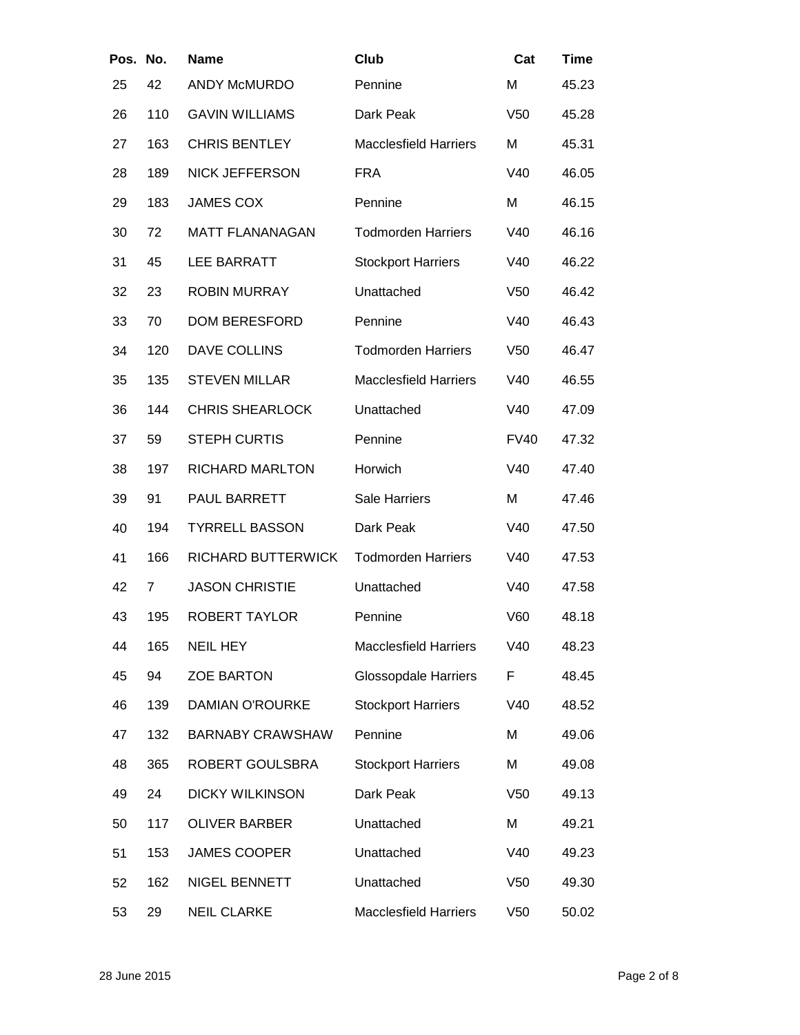| Pos. | No. | Name | Club | Cat | Time |
|---|---|---|---|---|---|
| 25 | 42 | ANDY McMURDO | Pennine | M | 45.23 |
| 26 | 110 | GAVIN WILLIAMS | Dark Peak | V50 | 45.28 |
| 27 | 163 | CHRIS BENTLEY | Macclesfield Harriers | M | 45.31 |
| 28 | 189 | NICK JEFFERSON | FRA | V40 | 46.05 |
| 29 | 183 | JAMES COX | Pennine | M | 46.15 |
| 30 | 72 | MATT FLANANAGAN | Todmorden Harriers | V40 | 46.16 |
| 31 | 45 | LEE BARRATT | Stockport Harriers | V40 | 46.22 |
| 32 | 23 | ROBIN MURRAY | Unattached | V50 | 46.42 |
| 33 | 70 | DOM BERESFORD | Pennine | V40 | 46.43 |
| 34 | 120 | DAVE COLLINS | Todmorden Harriers | V50 | 46.47 |
| 35 | 135 | STEVEN MILLAR | Macclesfield Harriers | V40 | 46.55 |
| 36 | 144 | CHRIS SHEARLOCK | Unattached | V40 | 47.09 |
| 37 | 59 | STEPH CURTIS | Pennine | FV40 | 47.32 |
| 38 | 197 | RICHARD MARLTON | Horwich | V40 | 47.40 |
| 39 | 91 | PAUL BARRETT | Sale Harriers | M | 47.46 |
| 40 | 194 | TYRRELL BASSON | Dark Peak | V40 | 47.50 |
| 41 | 166 | RICHARD BUTTERWICK | Todmorden Harriers | V40 | 47.53 |
| 42 | 7 | JASON CHRISTIE | Unattached | V40 | 47.58 |
| 43 | 195 | ROBERT TAYLOR | Pennine | V60 | 48.18 |
| 44 | 165 | NEIL HEY | Macclesfield Harriers | V40 | 48.23 |
| 45 | 94 | ZOE BARTON | Glossopdale Harriers | F | 48.45 |
| 46 | 139 | DAMIAN O'ROURKE | Stockport Harriers | V40 | 48.52 |
| 47 | 132 | BARNABY CRAWSHAW | Pennine | M | 49.06 |
| 48 | 365 | ROBERT GOULSBRA | Stockport Harriers | M | 49.08 |
| 49 | 24 | DICKY WILKINSON | Dark Peak | V50 | 49.13 |
| 50 | 117 | OLIVER BARBER | Unattached | M | 49.21 |
| 51 | 153 | JAMES COOPER | Unattached | V40 | 49.23 |
| 52 | 162 | NIGEL BENNETT | Unattached | V50 | 49.30 |
| 53 | 29 | NEIL CLARKE | Macclesfield Harriers | V50 | 50.02 |

28 June 2015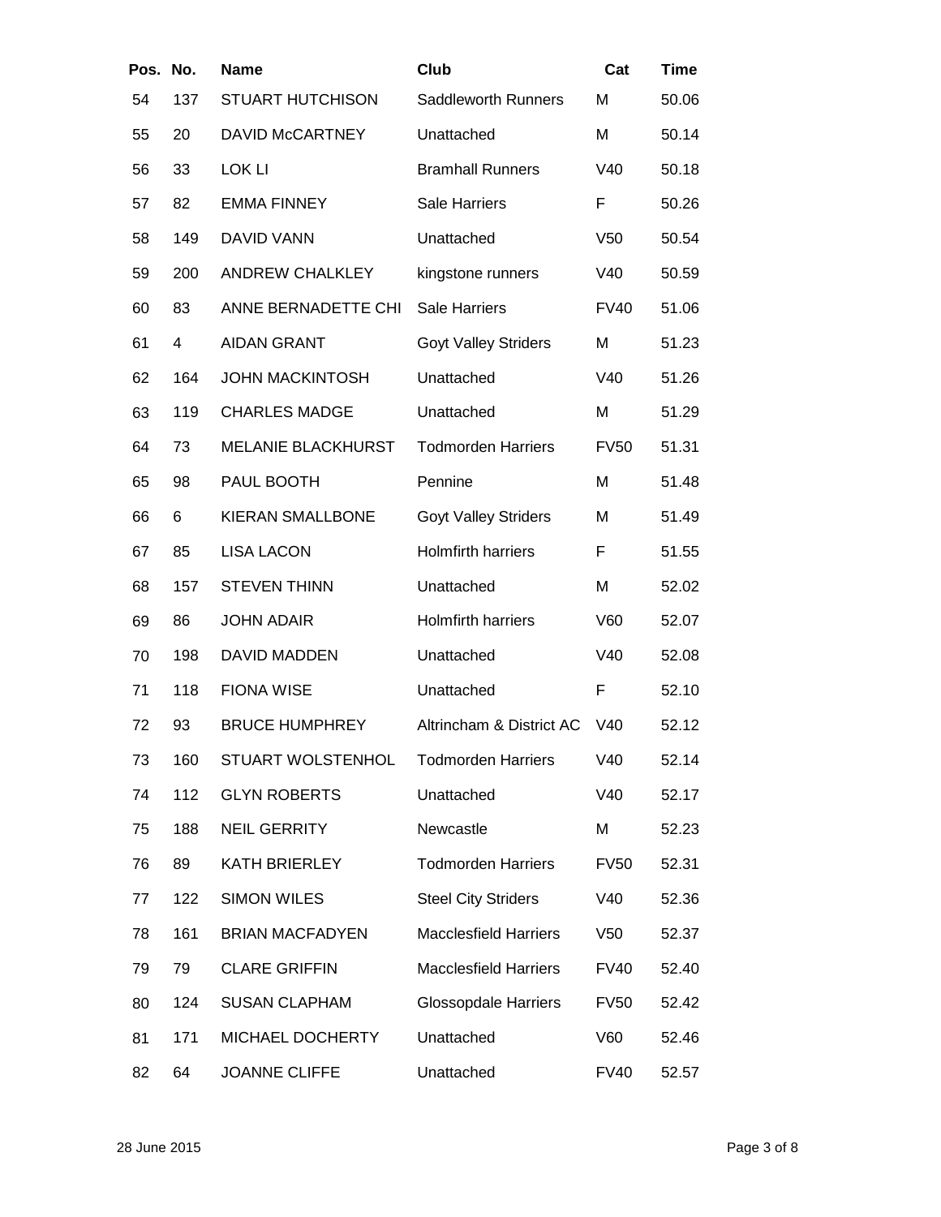| Pos. | No. | Name | Club | Cat | Time |
|---|---|---|---|---|---|
| 54 | 137 | STUART HUTCHISON | Saddleworth Runners | M | 50.06 |
| 55 | 20 | DAVID McCARTNEY | Unattached | M | 50.14 |
| 56 | 33 | LOK LI | Bramhall Runners | V40 | 50.18 |
| 57 | 82 | EMMA FINNEY | Sale Harriers | F | 50.26 |
| 58 | 149 | DAVID VANN | Unattached | V50 | 50.54 |
| 59 | 200 | ANDREW CHALKLEY | kingstone runners | V40 | 50.59 |
| 60 | 83 | ANNE BERNADETTE CHI | Sale Harriers | FV40 | 51.06 |
| 61 | 4 | AIDAN GRANT | Goyt Valley Striders | M | 51.23 |
| 62 | 164 | JOHN MACKINTOSH | Unattached | V40 | 51.26 |
| 63 | 119 | CHARLES MADGE | Unattached | M | 51.29 |
| 64 | 73 | MELANIE BLACKHURST | Todmorden Harriers | FV50 | 51.31 |
| 65 | 98 | PAUL BOOTH | Pennine | M | 51.48 |
| 66 | 6 | KIERAN SMALLBONE | Goyt Valley Striders | M | 51.49 |
| 67 | 85 | LISA LACON | Holmfirth harriers | F | 51.55 |
| 68 | 157 | STEVEN THINN | Unattached | M | 52.02 |
| 69 | 86 | JOHN ADAIR | Holmfirth harriers | V60 | 52.07 |
| 70 | 198 | DAVID MADDEN | Unattached | V40 | 52.08 |
| 71 | 118 | FIONA WISE | Unattached | F | 52.10 |
| 72 | 93 | BRUCE HUMPHREY | Altrincham & District AC | V40 | 52.12 |
| 73 | 160 | STUART WOLSTENHOL | Todmorden Harriers | V40 | 52.14 |
| 74 | 112 | GLYN ROBERTS | Unattached | V40 | 52.17 |
| 75 | 188 | NEIL GERRITY | Newcastle | M | 52.23 |
| 76 | 89 | KATH BRIERLEY | Todmorden Harriers | FV50 | 52.31 |
| 77 | 122 | SIMON WILES | Steel City Striders | V40 | 52.36 |
| 78 | 161 | BRIAN MACFADYEN | Macclesfield Harriers | V50 | 52.37 |
| 79 | 79 | CLARE GRIFFIN | Macclesfield Harriers | FV40 | 52.40 |
| 80 | 124 | SUSAN CLAPHAM | Glossopdale Harriers | FV50 | 52.42 |
| 81 | 171 | MICHAEL DOCHERTY | Unattached | V60 | 52.46 |
| 82 | 64 | JOANNE CLIFFE | Unattached | FV40 | 52.57 |

28 June 2015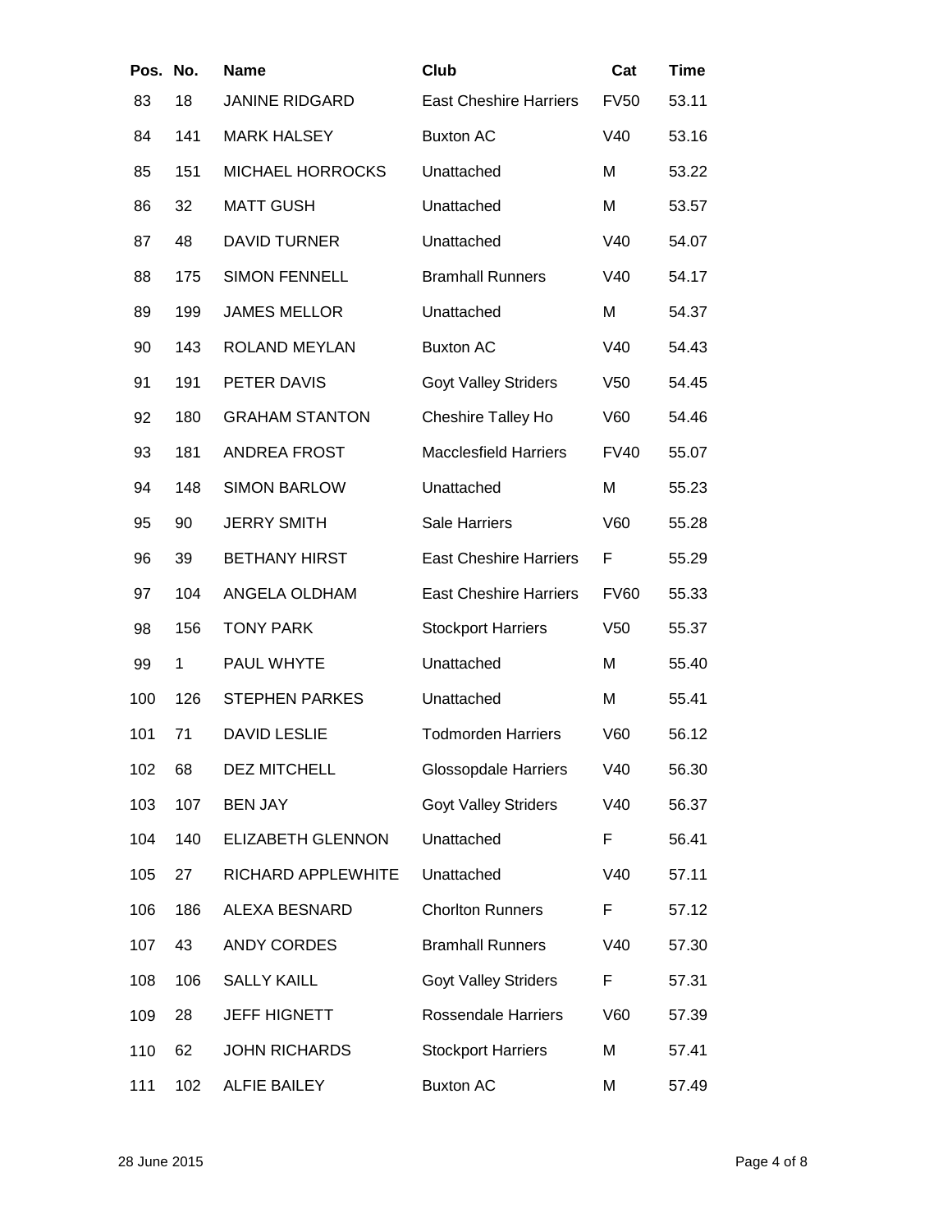| Pos. | No. | Name | Club | Cat | Time |
|---|---|---|---|---|---|
| 83 | 18 | JANINE RIDGARD | East Cheshire Harriers | FV50 | 53.11 |
| 84 | 141 | MARK HALSEY | Buxton AC | V40 | 53.16 |
| 85 | 151 | MICHAEL HORROCKS | Unattached | M | 53.22 |
| 86 | 32 | MATT GUSH | Unattached | M | 53.57 |
| 87 | 48 | DAVID TURNER | Unattached | V40 | 54.07 |
| 88 | 175 | SIMON FENNELL | Bramhall Runners | V40 | 54.17 |
| 89 | 199 | JAMES MELLOR | Unattached | M | 54.37 |
| 90 | 143 | ROLAND MEYLAN | Buxton AC | V40 | 54.43 |
| 91 | 191 | PETER DAVIS | Goyt Valley Striders | V50 | 54.45 |
| 92 | 180 | GRAHAM STANTON | Cheshire Talley Ho | V60 | 54.46 |
| 93 | 181 | ANDREA FROST | Macclesfield Harriers | FV40 | 55.07 |
| 94 | 148 | SIMON BARLOW | Unattached | M | 55.23 |
| 95 | 90 | JERRY SMITH | Sale Harriers | V60 | 55.28 |
| 96 | 39 | BETHANY HIRST | East Cheshire Harriers | F | 55.29 |
| 97 | 104 | ANGELA OLDHAM | East Cheshire Harriers | FV60 | 55.33 |
| 98 | 156 | TONY PARK | Stockport Harriers | V50 | 55.37 |
| 99 | 1 | PAUL WHYTE | Unattached | M | 55.40 |
| 100 | 126 | STEPHEN PARKES | Unattached | M | 55.41 |
| 101 | 71 | DAVID LESLIE | Todmorden Harriers | V60 | 56.12 |
| 102 | 68 | DEZ MITCHELL | Glossopdale Harriers | V40 | 56.30 |
| 103 | 107 | BEN JAY | Goyt Valley Striders | V40 | 56.37 |
| 104 | 140 | ELIZABETH GLENNON | Unattached | F | 56.41 |
| 105 | 27 | RICHARD APPLEWHITE | Unattached | V40 | 57.11 |
| 106 | 186 | ALEXA BESNARD | Chorlton Runners | F | 57.12 |
| 107 | 43 | ANDY CORDES | Bramhall Runners | V40 | 57.30 |
| 108 | 106 | SALLY KAILL | Goyt Valley Striders | F | 57.31 |
| 109 | 28 | JEFF HIGNETT | Rossendale Harriers | V60 | 57.39 |
| 110 | 62 | JOHN RICHARDS | Stockport Harriers | M | 57.41 |
| 111 | 102 | ALFIE BAILEY | Buxton AC | M | 57.49 |

28 June 2015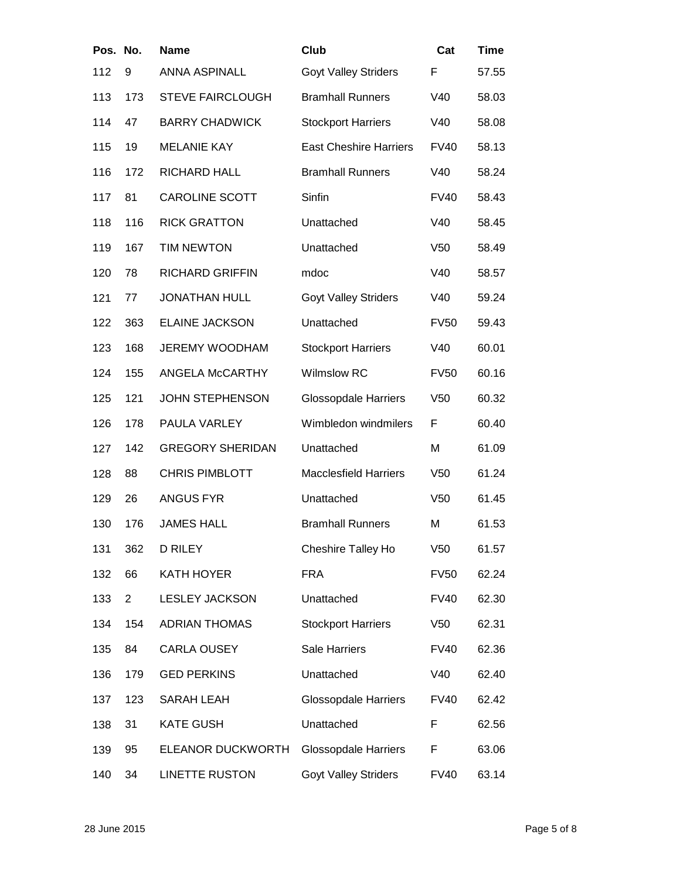| Pos. | No. | Name | Club | Cat | Time |
|---|---|---|---|---|---|
| 112 | 9 | ANNA ASPINALL | Goyt Valley Striders | F | 57.55 |
| 113 | 173 | STEVE FAIRCLOUGH | Bramhall Runners | V40 | 58.03 |
| 114 | 47 | BARRY CHADWICK | Stockport Harriers | V40 | 58.08 |
| 115 | 19 | MELANIE KAY | East Cheshire Harriers | FV40 | 58.13 |
| 116 | 172 | RICHARD HALL | Bramhall Runners | V40 | 58.24 |
| 117 | 81 | CAROLINE SCOTT | Sinfin | FV40 | 58.43 |
| 118 | 116 | RICK GRATTON | Unattached | V40 | 58.45 |
| 119 | 167 | TIM NEWTON | Unattached | V50 | 58.49 |
| 120 | 78 | RICHARD GRIFFIN | mdoc | V40 | 58.57 |
| 121 | 77 | JONATHAN HULL | Goyt Valley Striders | V40 | 59.24 |
| 122 | 363 | ELAINE JACKSON | Unattached | FV50 | 59.43 |
| 123 | 168 | JEREMY WOODHAM | Stockport Harriers | V40 | 60.01 |
| 124 | 155 | ANGELA McCARTHY | Wilmslow RC | FV50 | 60.16 |
| 125 | 121 | JOHN STEPHENSON | Glossopdale Harriers | V50 | 60.32 |
| 126 | 178 | PAULA VARLEY | Wimbledon windmilers | F | 60.40 |
| 127 | 142 | GREGORY SHERIDAN | Unattached | M | 61.09 |
| 128 | 88 | CHRIS PIMBLOTT | Macclesfield Harriers | V50 | 61.24 |
| 129 | 26 | ANGUS FYR | Unattached | V50 | 61.45 |
| 130 | 176 | JAMES HALL | Bramhall Runners | M | 61.53 |
| 131 | 362 | D RILEY | Cheshire Talley Ho | V50 | 61.57 |
| 132 | 66 | KATH HOYER | FRA | FV50 | 62.24 |
| 133 | 2 | LESLEY JACKSON | Unattached | FV40 | 62.30 |
| 134 | 154 | ADRIAN THOMAS | Stockport Harriers | V50 | 62.31 |
| 135 | 84 | CARLA OUSEY | Sale Harriers | FV40 | 62.36 |
| 136 | 179 | GED PERKINS | Unattached | V40 | 62.40 |
| 137 | 123 | SARAH LEAH | Glossopdale Harriers | FV40 | 62.42 |
| 138 | 31 | KATE GUSH | Unattached | F | 62.56 |
| 139 | 95 | ELEANOR DUCKWORTH | Glossopdale Harriers | F | 63.06 |
| 140 | 34 | LINETTE RUSTON | Goyt Valley Striders | FV40 | 63.14 |

28 June 2015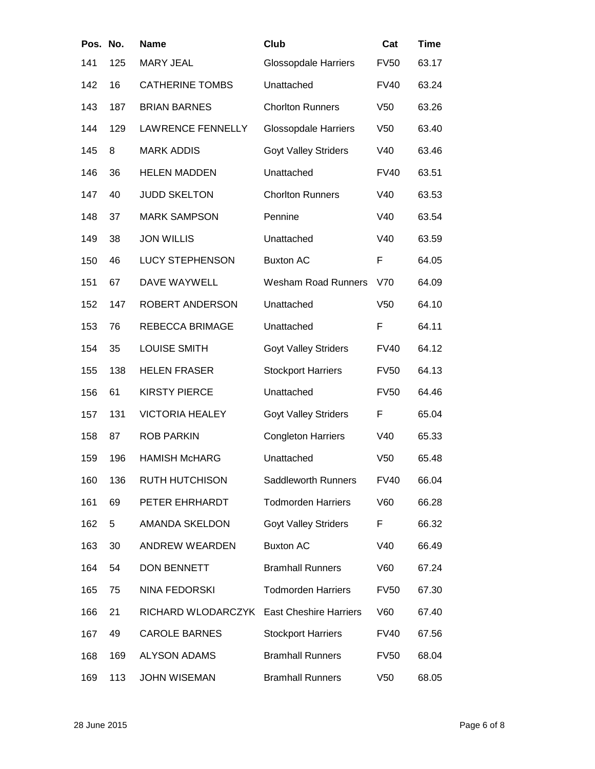| Pos. | No. | Name | Club | Cat | Time |
| --- | --- | --- | --- | --- | --- |
| 141 | 125 | MARY JEAL | Glossopdale Harriers | FV50 | 63.17 |
| 142 | 16 | CATHERINE TOMBS | Unattached | FV40 | 63.24 |
| 143 | 187 | BRIAN BARNES | Chorlton Runners | V50 | 63.26 |
| 144 | 129 | LAWRENCE FENNELLY | Glossopdale Harriers | V50 | 63.40 |
| 145 | 8 | MARK ADDIS | Goyt Valley Striders | V40 | 63.46 |
| 146 | 36 | HELEN MADDEN | Unattached | FV40 | 63.51 |
| 147 | 40 | JUDD SKELTON | Chorlton Runners | V40 | 63.53 |
| 148 | 37 | MARK SAMPSON | Pennine | V40 | 63.54 |
| 149 | 38 | JON WILLIS | Unattached | V40 | 63.59 |
| 150 | 46 | LUCY STEPHENSON | Buxton AC | F | 64.05 |
| 151 | 67 | DAVE WAYWELL | Wesham Road Runners | V70 | 64.09 |
| 152 | 147 | ROBERT ANDERSON | Unattached | V50 | 64.10 |
| 153 | 76 | REBECCA BRIMAGE | Unattached | F | 64.11 |
| 154 | 35 | LOUISE SMITH | Goyt Valley Striders | FV40 | 64.12 |
| 155 | 138 | HELEN FRASER | Stockport Harriers | FV50 | 64.13 |
| 156 | 61 | KIRSTY PIERCE | Unattached | FV50 | 64.46 |
| 157 | 131 | VICTORIA HEALEY | Goyt Valley Striders | F | 65.04 |
| 158 | 87 | ROB PARKIN | Congleton Harriers | V40 | 65.33 |
| 159 | 196 | HAMISH McHARG | Unattached | V50 | 65.48 |
| 160 | 136 | RUTH HUTCHISON | Saddleworth Runners | FV40 | 66.04 |
| 161 | 69 | PETER EHRHARDT | Todmorden Harriers | V60 | 66.28 |
| 162 | 5 | AMANDA SKELDON | Goyt Valley Striders | F | 66.32 |
| 163 | 30 | ANDREW WEARDEN | Buxton AC | V40 | 66.49 |
| 164 | 54 | DON BENNETT | Bramhall Runners | V60 | 67.24 |
| 165 | 75 | NINA FEDORSKI | Todmorden Harriers | FV50 | 67.30 |
| 166 | 21 | RICHARD WLODARCZYK | East Cheshire Harriers | V60 | 67.40 |
| 167 | 49 | CAROLE BARNES | Stockport Harriers | FV40 | 67.56 |
| 168 | 169 | ALYSON ADAMS | Bramhall Runners | FV50 | 68.04 |
| 169 | 113 | JOHN WISEMAN | Bramhall Runners | V50 | 68.05 |

28 June 2015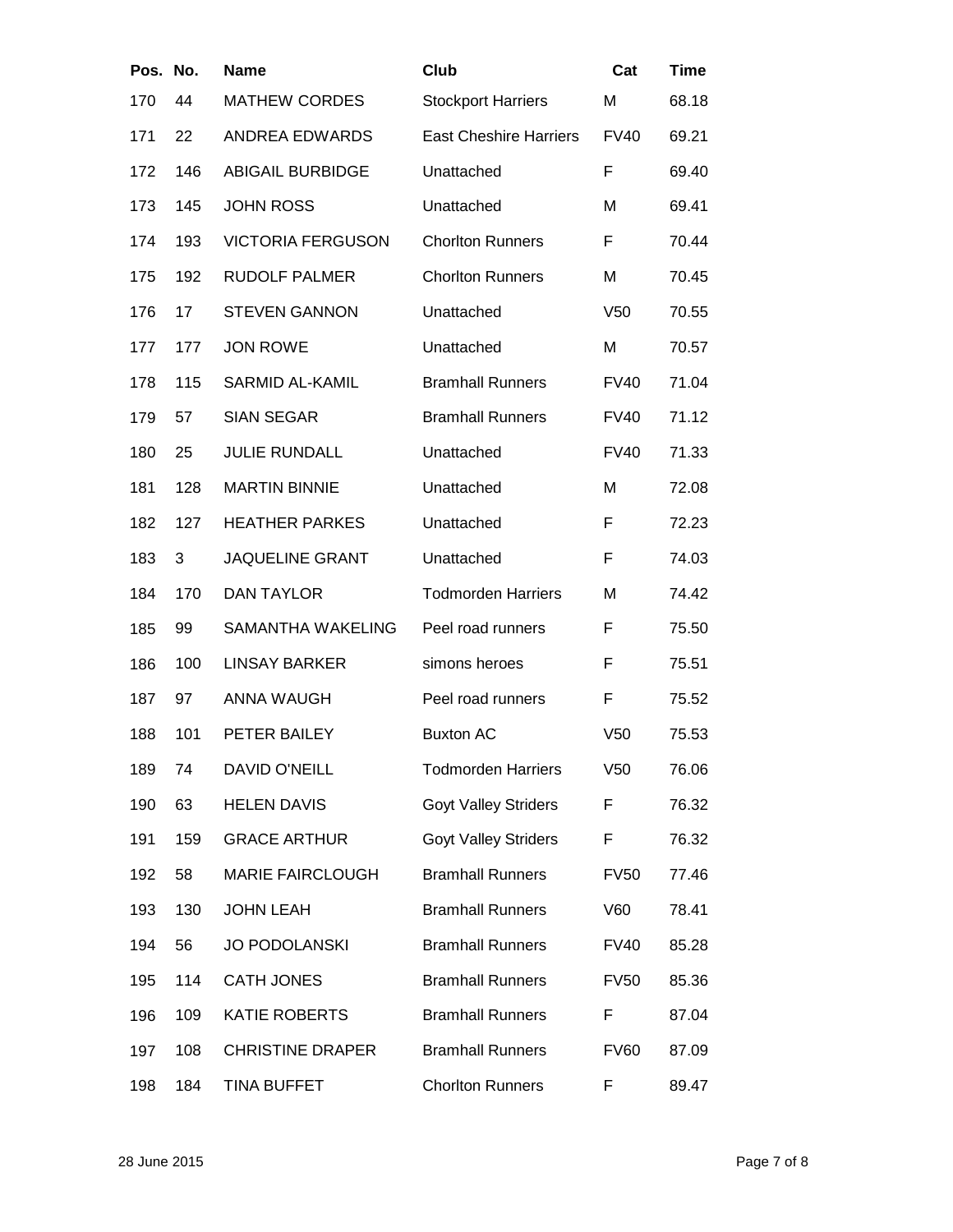| Pos. | No. | Name | Club | Cat | Time |
|---|---|---|---|---|---|
| 170 | 44 | MATHEW CORDES | Stockport Harriers | M | 68.18 |
| 171 | 22 | ANDREA EDWARDS | East Cheshire Harriers | FV40 | 69.21 |
| 172 | 146 | ABIGAIL BURBIDGE | Unattached | F | 69.40 |
| 173 | 145 | JOHN ROSS | Unattached | M | 69.41 |
| 174 | 193 | VICTORIA FERGUSON | Chorlton Runners | F | 70.44 |
| 175 | 192 | RUDOLF PALMER | Chorlton Runners | M | 70.45 |
| 176 | 17 | STEVEN GANNON | Unattached | V50 | 70.55 |
| 177 | 177 | JON ROWE | Unattached | M | 70.57 |
| 178 | 115 | SARMID AL-KAMIL | Bramhall Runners | FV40 | 71.04 |
| 179 | 57 | SIAN SEGAR | Bramhall Runners | FV40 | 71.12 |
| 180 | 25 | JULIE RUNDALL | Unattached | FV40 | 71.33 |
| 181 | 128 | MARTIN BINNIE | Unattached | M | 72.08 |
| 182 | 127 | HEATHER PARKES | Unattached | F | 72.23 |
| 183 | 3 | JAQUELINE GRANT | Unattached | F | 74.03 |
| 184 | 170 | DAN TAYLOR | Todmorden Harriers | M | 74.42 |
| 185 | 99 | SAMANTHA WAKELING | Peel road runners | F | 75.50 |
| 186 | 100 | LINSAY BARKER | simons heroes | F | 75.51 |
| 187 | 97 | ANNA WAUGH | Peel road runners | F | 75.52 |
| 188 | 101 | PETER BAILEY | Buxton AC | V50 | 75.53 |
| 189 | 74 | DAVID O'NEILL | Todmorden Harriers | V50 | 76.06 |
| 190 | 63 | HELEN DAVIS | Goyt Valley Striders | F | 76.32 |
| 191 | 159 | GRACE ARTHUR | Goyt Valley Striders | F | 76.32 |
| 192 | 58 | MARIE FAIRCLOUGH | Bramhall Runners | FV50 | 77.46 |
| 193 | 130 | JOHN LEAH | Bramhall Runners | V60 | 78.41 |
| 194 | 56 | JO PODOLANSKI | Bramhall Runners | FV40 | 85.28 |
| 195 | 114 | CATH JONES | Bramhall Runners | FV50 | 85.36 |
| 196 | 109 | KATIE ROBERTS | Bramhall Runners | F | 87.04 |
| 197 | 108 | CHRISTINE DRAPER | Bramhall Runners | FV60 | 87.09 |
| 198 | 184 | TINA BUFFET | Chorlton Runners | F | 89.47 |

28 June 2015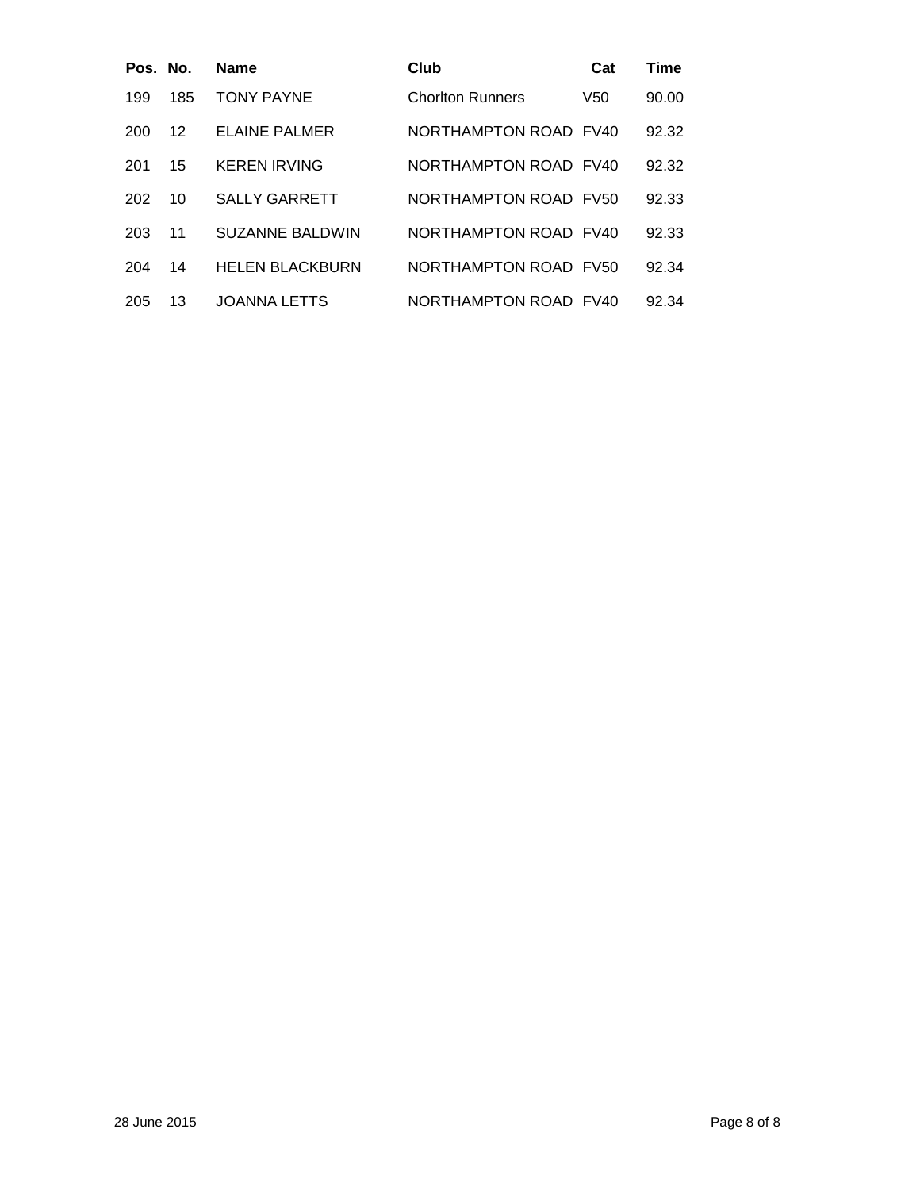| Pos. | No. | Name | Club | Cat | Time |
|---|---|---|---|---|---|
| 199 | 185 | TONY PAYNE | Chorlton Runners | V50 | 90.00 |
| 200 | 12 | ELAINE PALMER | NORTHAMPTON ROAD | FV40 | 92.32 |
| 201 | 15 | KEREN IRVING | NORTHAMPTON ROAD | FV40 | 92.32 |
| 202 | 10 | SALLY GARRETT | NORTHAMPTON ROAD | FV50 | 92.33 |
| 203 | 11 | SUZANNE BALDWIN | NORTHAMPTON ROAD | FV40 | 92.33 |
| 204 | 14 | HELEN BLACKBURN | NORTHAMPTON ROAD | FV50 | 92.34 |
| 205 | 13 | JOANNA LETTS | NORTHAMPTON ROAD | FV40 | 92.34 |

28 June 2015